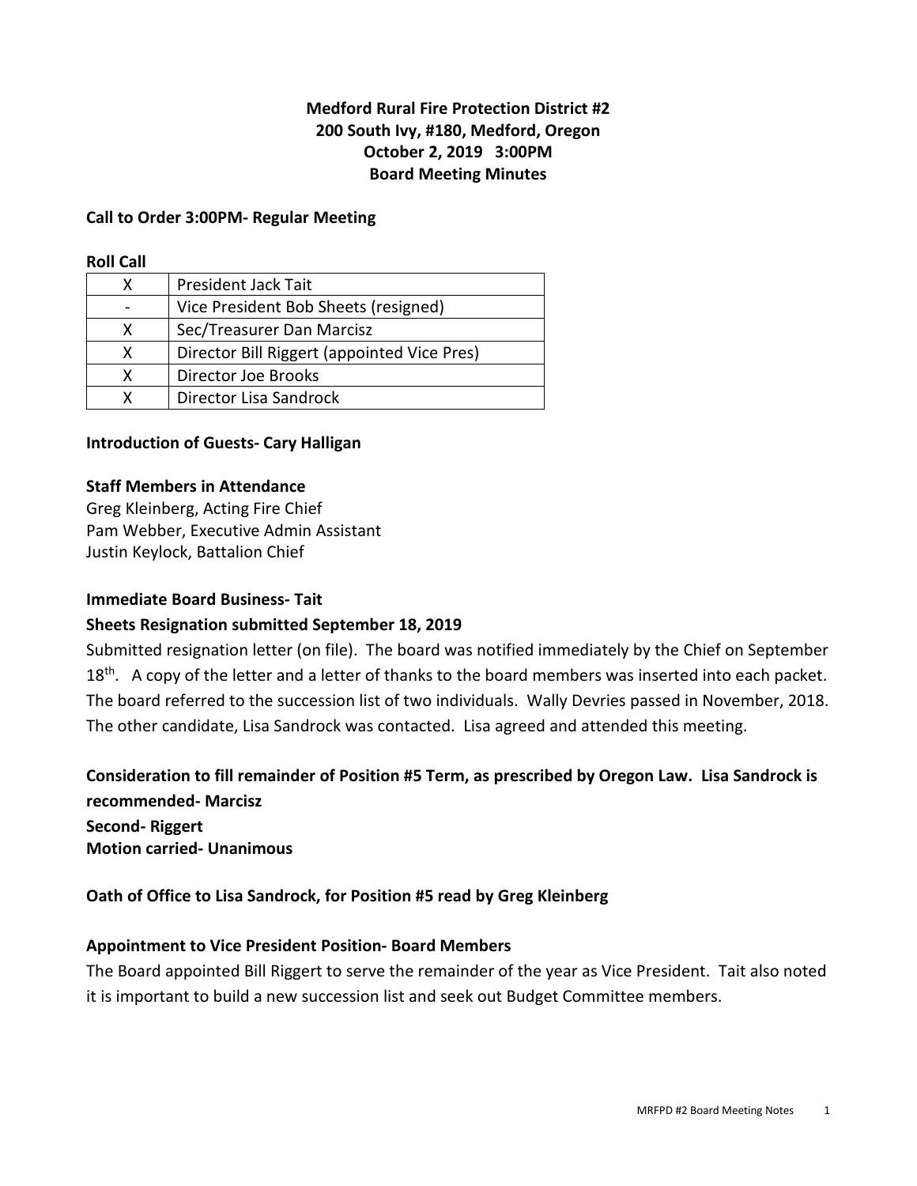**Medford Rural Fire Protection District #2**
**200 South Ivy, #180, Medford, Oregon**
**October 2, 2019 3:00PM**
**Board Meeting Minutes**

**Call to Order 3:00PM- Regular Meeting**

**Roll Call**

| | |
|---|---|
| X | President Jack Tait |
| - | Vice President Bob Sheets (resigned) |
| X | Sec/Treasurer Dan Marcisz |
| X | Director Bill Riggert (appointed Vice Pres) |
| X | Director Joe Brooks |
| X | Director Lisa Sandrock |

**Introduction of Guests- Cary Halligan**

**Staff Members in Attendance**

Greg Kleinberg, Acting Fire Chief
Pam Webber, Executive Admin Assistant
Justin Keylock, Battalion Chief

**Immediate Board Business- Tait**

**Sheets Resignation submitted September 18, 2019**

Submitted resignation letter (on file). The board was notified immediately by the Chief on September 18th. A copy of the letter and a letter of thanks to the board members was inserted into each packet. The board referred to the succession list of two individuals. Wally Devries passed in November, 2018. The other candidate, Lisa Sandrock was contacted. Lisa agreed and attended this meeting.

**Consideration to fill remainder of Position #5 Term, as prescribed by Oregon Law. Lisa Sandrock is recommended- Marcisz**
**Second- Riggert**
**Motion carried- Unanimous**

**Oath of Office to Lisa Sandrock, for Position #5 read by Greg Kleinberg**

**Appointment to Vice President Position- Board Members**

The Board appointed Bill Riggert to serve the remainder of the year as Vice President. Tait also noted it is important to build a new succession list and seek out Budget Committee members.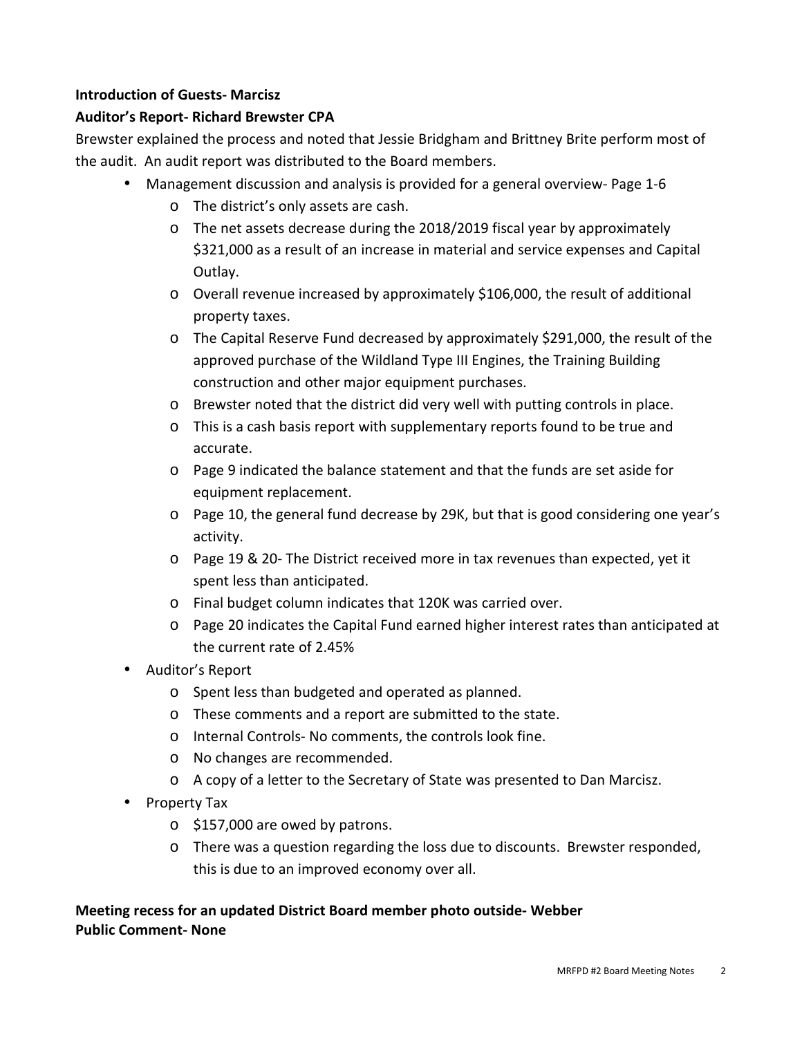**Introduction of Guests- Marcisz**

**Auditor's Report- Richard Brewster CPA**

Brewster explained the process and noted that Jessie Bridgham and Brittney Brite perform most of the audit. An audit report was distributed to the Board members.

- Management discussion and analysis is provided for a general overview- Page 1-6
  - The district's only assets are cash.
  - The net assets decrease during the 2018/2019 fiscal year by approximately $321,000 as a result of an increase in material and service expenses and Capital Outlay.
  - Overall revenue increased by approximately $106,000, the result of additional property taxes.
  - The Capital Reserve Fund decreased by approximately $291,000, the result of the approved purchase of the Wildland Type III Engines, the Training Building construction and other major equipment purchases.
  - Brewster noted that the district did very well with putting controls in place.
  - This is a cash basis report with supplementary reports found to be true and accurate.
  - Page 9 indicated the balance statement and that the funds are set aside for equipment replacement.
  - Page 10, the general fund decrease by 29K, but that is good considering one year's activity.
  - Page 19 & 20- The District received more in tax revenues than expected, yet it spent less than anticipated.
  - Final budget column indicates that 120K was carried over.
  - Page 20 indicates the Capital Fund earned higher interest rates than anticipated at the current rate of 2.45%
- Auditor's Report
  - Spent less than budgeted and operated as planned.
  - These comments and a report are submitted to the state.
  - Internal Controls- No comments, the controls look fine.
  - No changes are recommended.
  - A copy of a letter to the Secretary of State was presented to Dan Marcisz.
- Property Tax
  - $157,000 are owed by patrons.
  - There was a question regarding the loss due to discounts. Brewster responded, this is due to an improved economy over all.

**Meeting recess for an updated District Board member photo outside- Webber**

**Public Comment- None**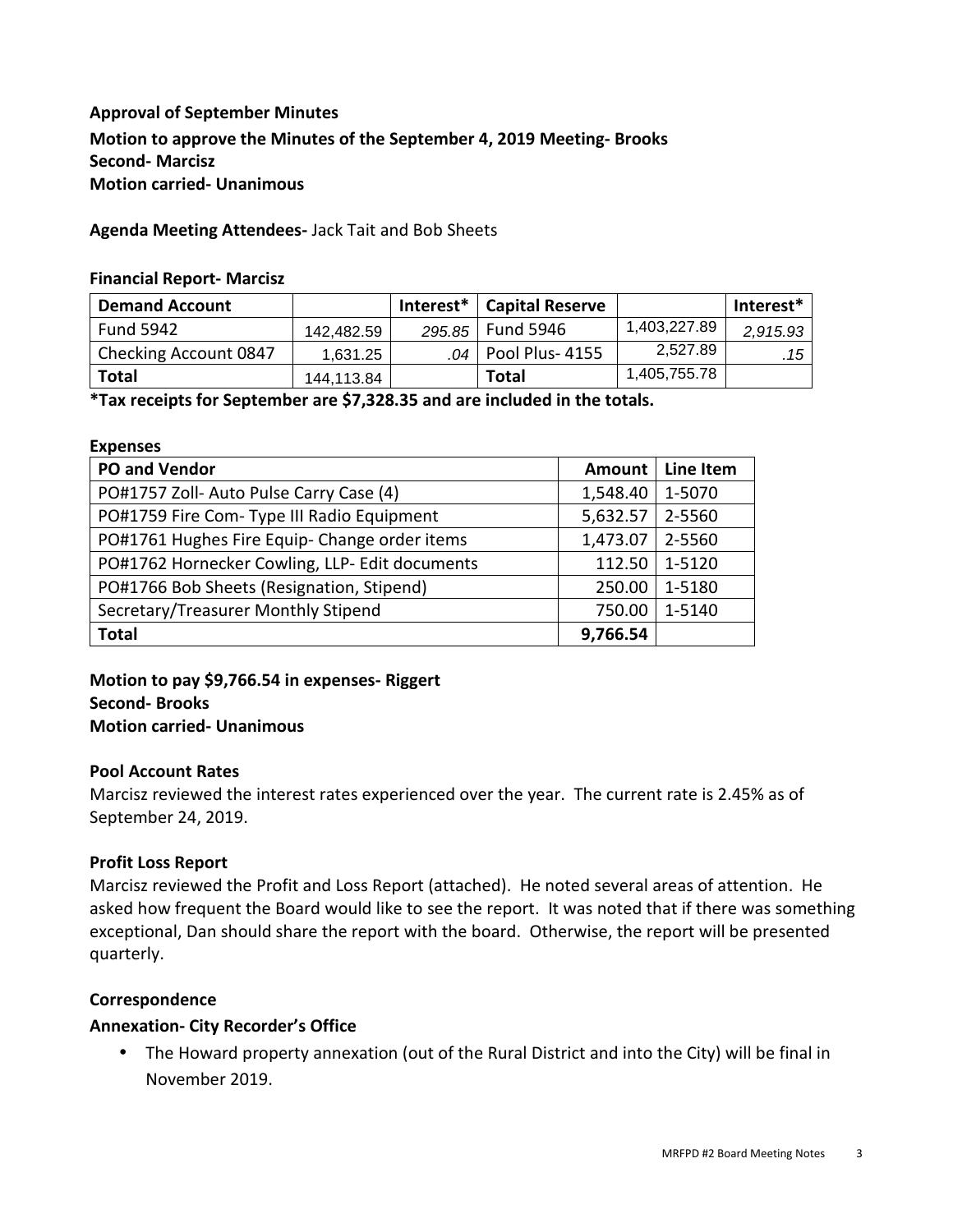**Approval of September Minutes**

**Motion to approve the Minutes of the September 4, 2019 Meeting- Brooks**
**Second- Marcisz**
**Motion carried- Unanimous**

**Agenda Meeting Attendees-** Jack Tait and Bob Sheets

**Financial Report- Marcisz**

| Demand Account | | Interest* | Capital Reserve | | Interest* |
|---|---|---|---|---|---|
| Fund 5942 | 142,482.59 | *295.85* | Fund 5946 | 1,403,227.89 | *2,915.93* |
| Checking Account 0847 | 1,631.25 | *.04* | Pool Plus- 4155 | 2,527.89 | *.15* |
| **Total** | 144,113.84 | | **Total** | 1,405,755.78 | |

**\*Tax receipts for September are $7,328.35 and are included in the totals.**

**Expenses**

| PO and Vendor | Amount | Line Item |
|---|---|---|
| PO#1757 Zoll- Auto Pulse Carry Case (4) | 1,548.40 | 1-5070 |
| PO#1759 Fire Com- Type III Radio Equipment | 5,632.57 | 2-5560 |
| PO#1761 Hughes Fire Equip- Change order items | 1,473.07 | 2-5560 |
| PO#1762 Hornecker Cowling, LLP- Edit documents | 112.50 | 1-5120 |
| PO#1766 Bob Sheets (Resignation, Stipend) | 250.00 | 1-5180 |
| Secretary/Treasurer Monthly Stipend | 750.00 | 1-5140 |
| **Total** | **9,766.54** | |

**Motion to pay $9,766.54 in expenses- Riggert**
**Second- Brooks**
**Motion carried- Unanimous**

**Pool Account Rates**

Marcisz reviewed the interest rates experienced over the year. The current rate is 2.45% as of September 24, 2019.

**Profit Loss Report**

Marcisz reviewed the Profit and Loss Report (attached). He noted several areas of attention. He asked how frequent the Board would like to see the report. It was noted that if there was something exceptional, Dan should share the report with the board. Otherwise, the report will be presented quarterly.

**Correspondence**

**Annexation- City Recorder's Office**

- The Howard property annexation (out of the Rural District and into the City) will be final in November 2019.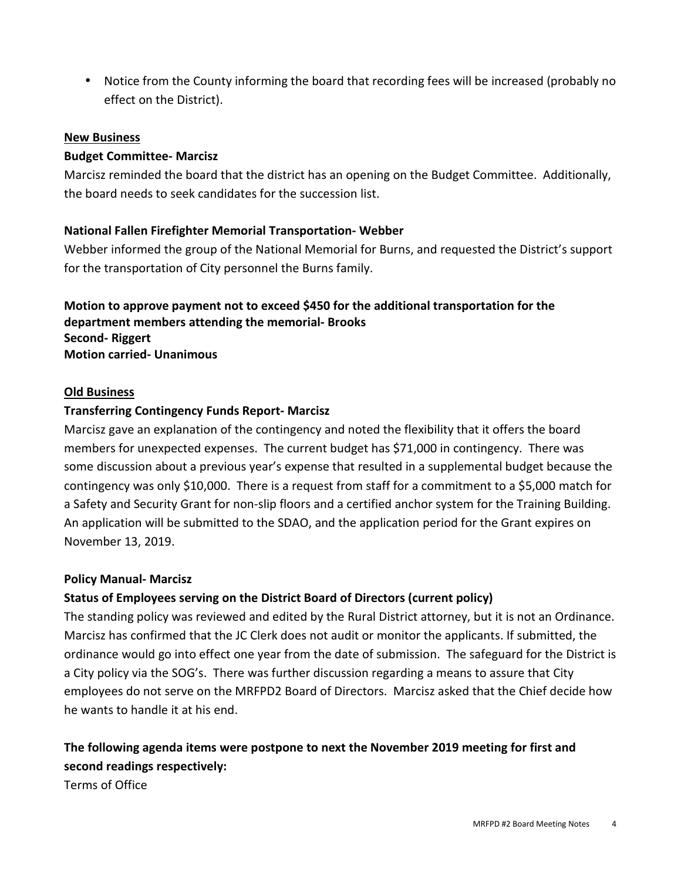- Notice from the County informing the board that recording fees will be increased (probably no effect on the District).

## New Business

**Budget Committee- Marcisz**

Marcisz reminded the board that the district has an opening on the Budget Committee. Additionally, the board needs to seek candidates for the succession list.

**National Fallen Firefighter Memorial Transportation- Webber**

Webber informed the group of the National Memorial for Burns, and requested the District's support for the transportation of City personnel the Burns family.

**Motion to approve payment not to exceed $450 for the additional transportation for the department members attending the memorial- Brooks**
**Second- Riggert**
**Motion carried- Unanimous**

## Old Business

**Transferring Contingency Funds Report- Marcisz**

Marcisz gave an explanation of the contingency and noted the flexibility that it offers the board members for unexpected expenses. The current budget has $71,000 in contingency. There was some discussion about a previous year's expense that resulted in a supplemental budget because the contingency was only $10,000. There is a request from staff for a commitment to a $5,000 match for a Safety and Security Grant for non-slip floors and a certified anchor system for the Training Building. An application will be submitted to the SDAO, and the application period for the Grant expires on November 13, 2019.

**Policy Manual- Marcisz**

**Status of Employees serving on the District Board of Directors (current policy)**

The standing policy was reviewed and edited by the Rural District attorney, but it is not an Ordinance. Marcisz has confirmed that the JC Clerk does not audit or monitor the applicants. If submitted, the ordinance would go into effect one year from the date of submission. The safeguard for the District is a City policy via the SOG's. There was further discussion regarding a means to assure that City employees do not serve on the MRFPD2 Board of Directors. Marcisz asked that the Chief decide how he wants to handle it at his end.

**The following agenda items were postpone to next the November 2019 meeting for first and second readings respectively:**

Terms of Office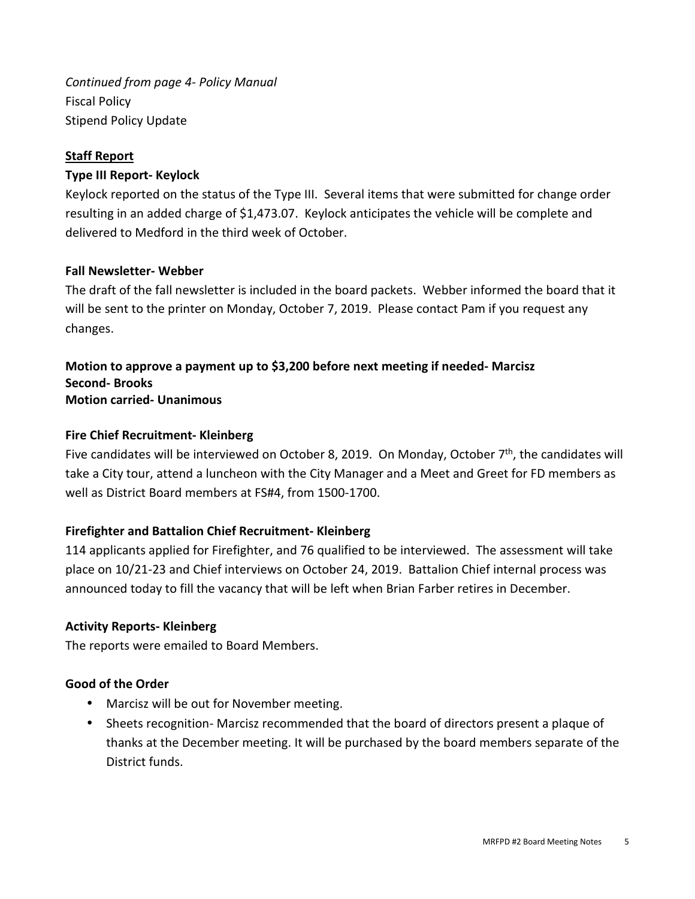*Continued from page 4- Policy Manual*
Fiscal Policy
Stipend Policy Update

**<u>Staff Report</u>**

**Type III Report- Keylock**

Keylock reported on the status of the Type III. Several items that were submitted for change order resulting in an added charge of $1,473.07. Keylock anticipates the vehicle will be complete and delivered to Medford in the third week of October.

**Fall Newsletter- Webber**

The draft of the fall newsletter is included in the board packets. Webber informed the board that it will be sent to the printer on Monday, October 7, 2019. Please contact Pam if you request any changes.

**Motion to approve a payment up to $3,200 before next meeting if needed- Marcisz**
**Second- Brooks**
**Motion carried- Unanimous**

**Fire Chief Recruitment- Kleinberg**

Five candidates will be interviewed on October 8, 2019. On Monday, October 7th, the candidates will take a City tour, attend a luncheon with the City Manager and a Meet and Greet for FD members as well as District Board members at FS#4, from 1500-1700.

**Firefighter and Battalion Chief Recruitment- Kleinberg**

114 applicants applied for Firefighter, and 76 qualified to be interviewed. The assessment will take place on 10/21-23 and Chief interviews on October 24, 2019. Battalion Chief internal process was announced today to fill the vacancy that will be left when Brian Farber retires in December.

**Activity Reports- Kleinberg**

The reports were emailed to Board Members.

**Good of the Order**

- Marcisz will be out for November meeting.
- Sheets recognition- Marcisz recommended that the board of directors present a plaque of thanks at the December meeting. It will be purchased by the board members separate of the District funds.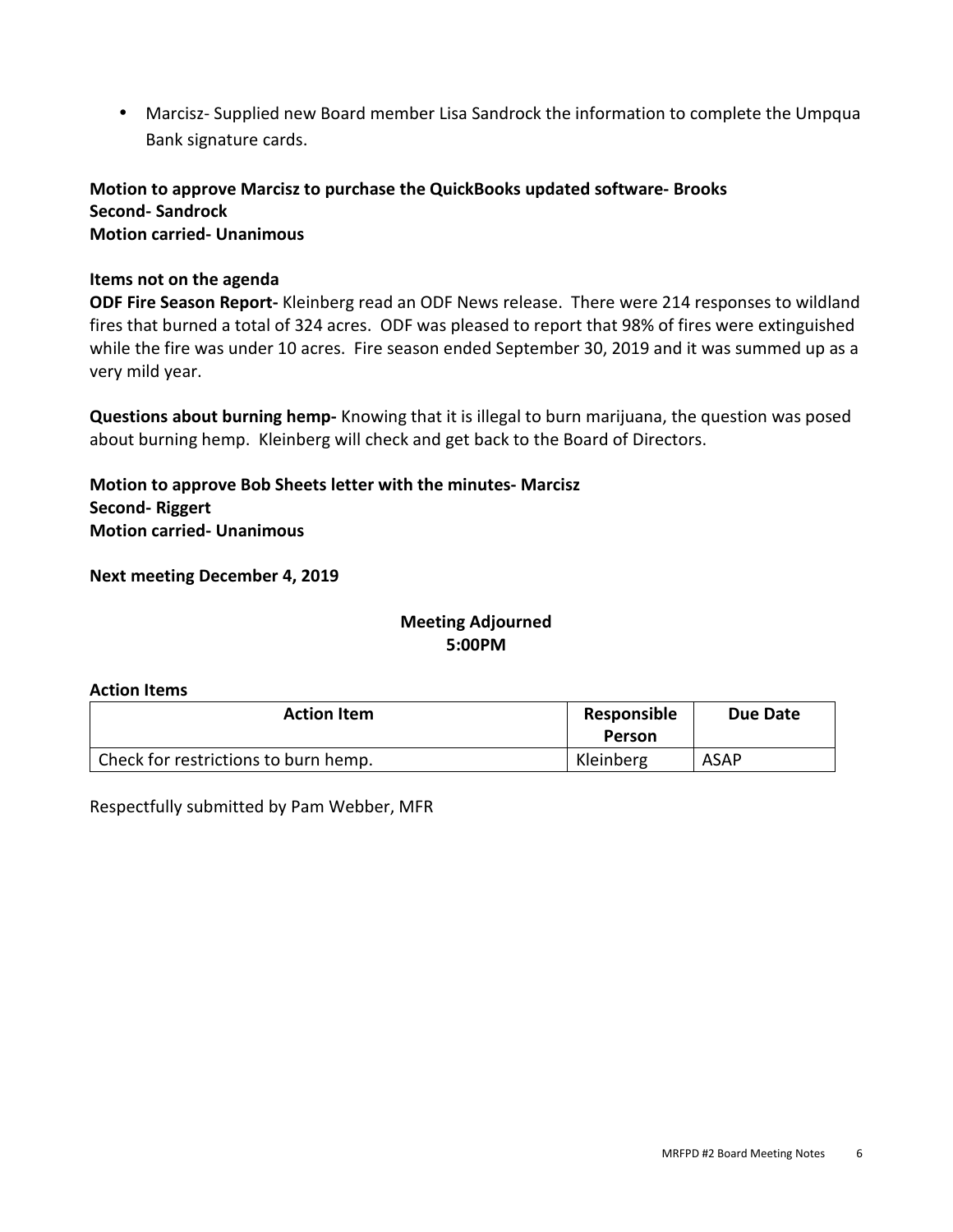- Marcisz- Supplied new Board member Lisa Sandrock the information to complete the Umpqua Bank signature cards.

**Motion to approve Marcisz to purchase the QuickBooks updated software- Brooks**
**Second- Sandrock**
**Motion carried- Unanimous**

**Items not on the agenda**
**ODF Fire Season Report-** Kleinberg read an ODF News release. There were 214 responses to wildland fires that burned a total of 324 acres. ODF was pleased to report that 98% of fires were extinguished while the fire was under 10 acres. Fire season ended September 30, 2019 and it was summed up as a very mild year.

**Questions about burning hemp-** Knowing that it is illegal to burn marijuana, the question was posed about burning hemp. Kleinberg will check and get back to the Board of Directors.

**Motion to approve Bob Sheets letter with the minutes- Marcisz**
**Second- Riggert**
**Motion carried- Unanimous**

**Next meeting December 4, 2019**

**Meeting Adjourned**
**5:00PM**

**Action Items**

| Action Item | Responsible Person | Due Date |
|---|---|---|
| Check for restrictions to burn hemp. | Kleinberg | ASAP |

Respectfully submitted by Pam Webber, MFR